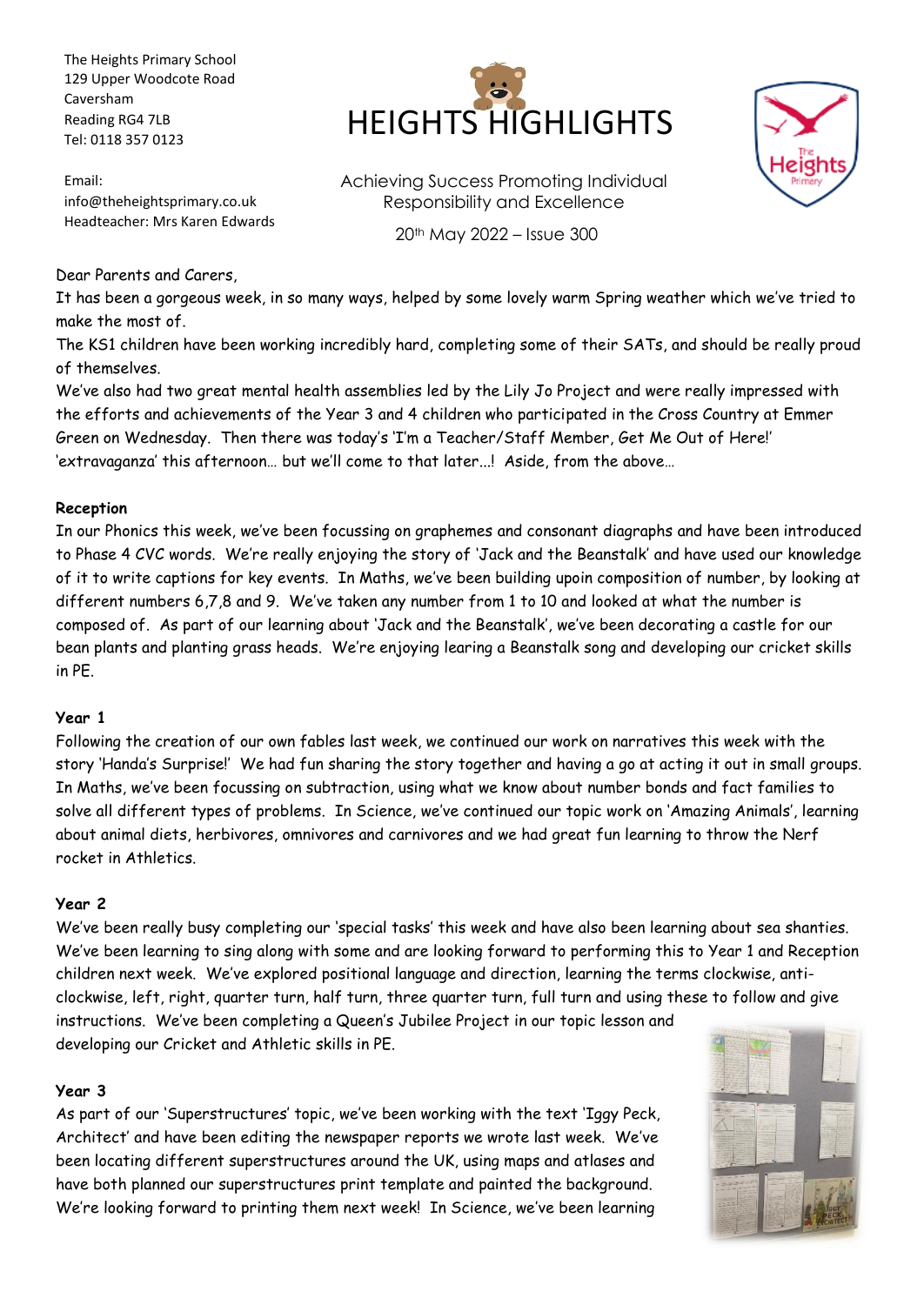The Heights Primary School
129 Upper Woodcote Road
Caversham
Reading RG4 7LB
Tel: 0118 357 0123

Email:
info@theheightsprimary.co.uk
Headteacher: Mrs Karen Edwards

# HEIGHTS HIGHLIGHTS

Achieving Success Promoting Individual Responsibility and Excellence

20th May 2022 – Issue 300

Dear Parents and Carers,

It has been a gorgeous week, in so many ways, helped by some lovely warm Spring weather which we've tried to make the most of.

The KS1 children have been working incredibly hard, completing some of their SATs, and should be really proud of themselves.

We've also had two great mental health assemblies led by the Lily Jo Project and were really impressed with the efforts and achievements of the Year 3 and 4 children who participated in the Cross Country at Emmer Green on Wednesday. Then there was today's 'I'm a Teacher/Staff Member, Get Me Out of Here!' 'extravaganza' this afternoon… but we'll come to that later...! Aside, from the above…

**Reception**

In our Phonics this week, we've been focussing on graphemes and consonant diagraphs and have been introduced to Phase 4 CVC words. We're really enjoying the story of 'Jack and the Beanstalk' and have used our knowledge of it to write captions for key events. In Maths, we've been building upoin composition of number, by looking at different numbers 6,7,8 and 9. We've taken any number from 1 to 10 and looked at what the number is composed of. As part of our learning about 'Jack and the Beanstalk', we've been decorating a castle for our bean plants and planting grass heads. We're enjoying learing a Beanstalk song and developing our cricket skills in PE.

**Year 1**

Following the creation of our own fables last week, we continued our work on narratives this week with the story 'Handa's Surprise!' We had fun sharing the story together and having a go at acting it out in small groups. In Maths, we've been focussing on subtraction, using what we know about number bonds and fact families to solve all different types of problems. In Science, we've continued our topic work on 'Amazing Animals', learning about animal diets, herbivores, omnivores and carnivores and we had great fun learning to throw the Nerf rocket in Athletics.

**Year 2**

We've been really busy completing our 'special tasks' this week and have also been learning about sea shanties. We've been learning to sing along with some and are looking forward to performing this to Year 1 and Reception children next week. We've explored positional language and direction, learning the terms clockwise, anti-clockwise, left, right, quarter turn, half turn, three quarter turn, full turn and using these to follow and give instructions. We've been completing a Queen's Jubilee Project in our topic lesson and developing our Cricket and Athletic skills in PE.

**Year 3**

As part of our 'Superstructures' topic, we've been working with the text 'Iggy Peck, Architect' and have been editing the newspaper reports we wrote last week. We've been locating different superstructures around the UK, using maps and atlases and have both planned our superstructures print template and painted the background. We're looking forward to printing them next week! In Science, we've been learning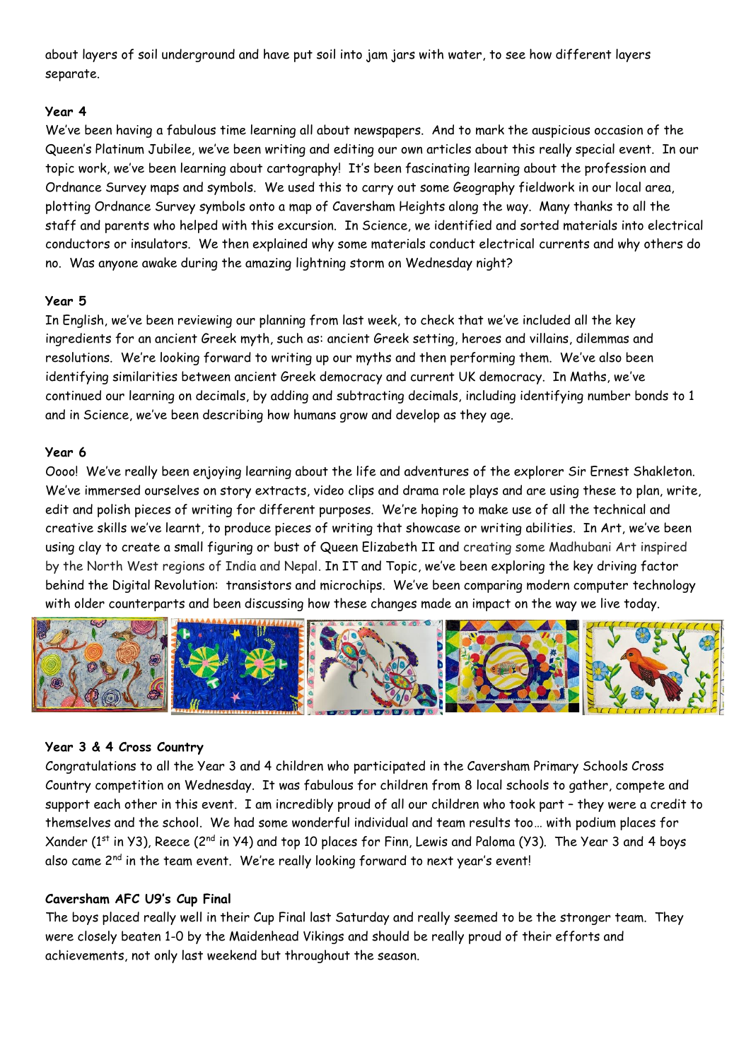about layers of soil underground and have put soil into jam jars with water, to see how different layers separate.

**Year 4**

We've been having a fabulous time learning all about newspapers. And to mark the auspicious occasion of the Queen's Platinum Jubilee, we've been writing and editing our own articles about this really special event. In our topic work, we've been learning about cartography! It's been fascinating learning about the profession and Ordnance Survey maps and symbols. We used this to carry out some Geography fieldwork in our local area, plotting Ordnance Survey symbols onto a map of Caversham Heights along the way. Many thanks to all the staff and parents who helped with this excursion. In Science, we identified and sorted materials into electrical conductors or insulators. We then explained why some materials conduct electrical currents and why others do no. Was anyone awake during the amazing lightning storm on Wednesday night?

**Year 5**

In English, we've been reviewing our planning from last week, to check that we've included all the key ingredients for an ancient Greek myth, such as: ancient Greek setting, heroes and villains, dilemmas and resolutions. We're looking forward to writing up our myths and then performing them. We've also been identifying similarities between ancient Greek democracy and current UK democracy. In Maths, we've continued our learning on decimals, by adding and subtracting decimals, including identifying number bonds to 1 and in Science, we've been describing how humans grow and develop as they age.

**Year 6**

Oooo! We've really been enjoying learning about the life and adventures of the explorer Sir Ernest Shakleton. We've immersed ourselves on story extracts, video clips and drama role plays and are using these to plan, write, edit and polish pieces of writing for different purposes. We're hoping to make use of all the technical and creative skills we've learnt, to produce pieces of writing that showcase or writing abilities. In Art, we've been using clay to create a small figuring or bust of Queen Elizabeth II and creating some Madhubani Art inspired by the North West regions of India and Nepal. In IT and Topic, we've been exploring the key driving factor behind the Digital Revolution: transistors and microchips. We've been comparing modern computer technology with older counterparts and been discussing how these changes made an impact on the way we live today.

**Year 3 & 4 Cross Country**

Congratulations to all the Year 3 and 4 children who participated in the Caversham Primary Schools Cross Country competition on Wednesday. It was fabulous for children from 8 local schools to gather, compete and support each other in this event. I am incredibly proud of all our children who took part – they were a credit to themselves and the school. We had some wonderful individual and team results too… with podium places for Xander (1st in Y3), Reece (2nd in Y4) and top 10 places for Finn, Lewis and Paloma (Y3). The Year 3 and 4 boys also came 2nd in the team event. We're really looking forward to next year's event!

**Caversham AFC U9's Cup Final**

The boys placed really well in their Cup Final last Saturday and really seemed to be the stronger team. They were closely beaten 1-0 by the Maidenhead Vikings and should be really proud of their efforts and achievements, not only last weekend but throughout the season.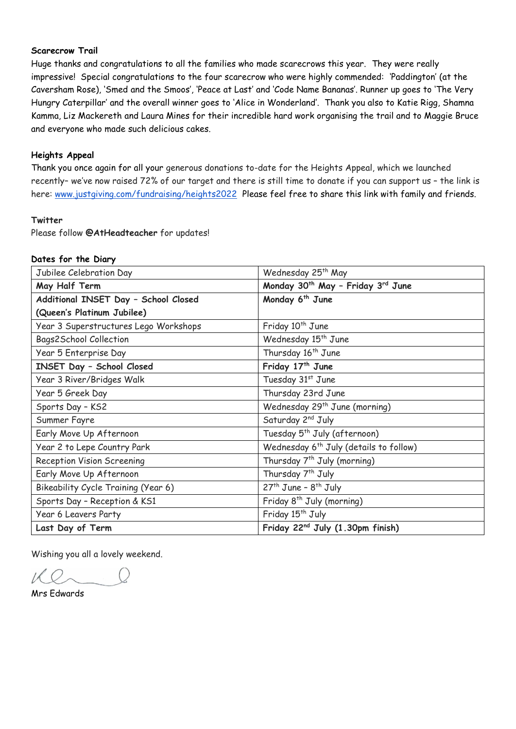**Scarecrow Trail**

Huge thanks and congratulations to all the families who made scarecrows this year. They were really impressive! Special congratulations to the four scarecrow who were highly commended: 'Paddington' (at the Caversham Rose), 'Smed and the Smoos', 'Peace at Last' and 'Code Name Bananas'. Runner up goes to 'The Very Hungry Caterpillar' and the overall winner goes to 'Alice in Wonderland'. Thank you also to Katie Rigg, Shamna Kamma, Liz Mackereth and Laura Mines for their incredible hard work organising the trail and to Maggie Bruce and everyone who made such delicious cakes.

**Heights Appeal**

Thank you once again for all your generous donations to-date for the Heights Appeal, which we launched recently– we've now raised 72% of our target and there is still time to donate if you can support us – the link is here: www.justgiving.com/fundraising/heights2022 Please feel free to share this link with family and friends.

**Twitter**

Please follow **@AtHeadteacher** for updates!

**Dates for the Diary**

| | |
|---|---|
| Jubilee Celebration Day | Wednesday 25th May |
| **May Half Term** | **Monday 30th May – Friday 3rd June** |
| **Additional INSET Day – School Closed (Queen's Platinum Jubilee)** | **Monday 6th June** |
| Year 3 Superstructures Lego Workshops | Friday 10th June |
| Bags2School Collection | Wednesday 15th June |
| Year 5 Enterprise Day | Thursday 16th June |
| **INSET Day – School Closed** | **Friday 17th June** |
| Year 3 River/Bridges Walk | Tuesday 31st June |
| Year 5 Greek Day | Thursday 23rd June |
| Sports Day – KS2 | Wednesday 29th June (morning) |
| Summer Fayre | Saturday 2nd July |
| Early Move Up Afternoon | Tuesday 5th July (afternoon) |
| Year 2 to Lepe Country Park | Wednesday 6th July (details to follow) |
| Reception Vision Screening | Thursday 7th July (morning) |
| Early Move Up Afternoon | Thursday 7th July |
| Bikeability Cycle Training (Year 6) | 27th June – 8th July |
| Sports Day – Reception & KS1 | Friday 8th July (morning) |
| Year 6 Leavers Party | Friday 15th July |
| **Last Day of Term** | **Friday 22nd July (1.30pm finish)** |

Wishing you all a lovely weekend.

Mrs Edwards